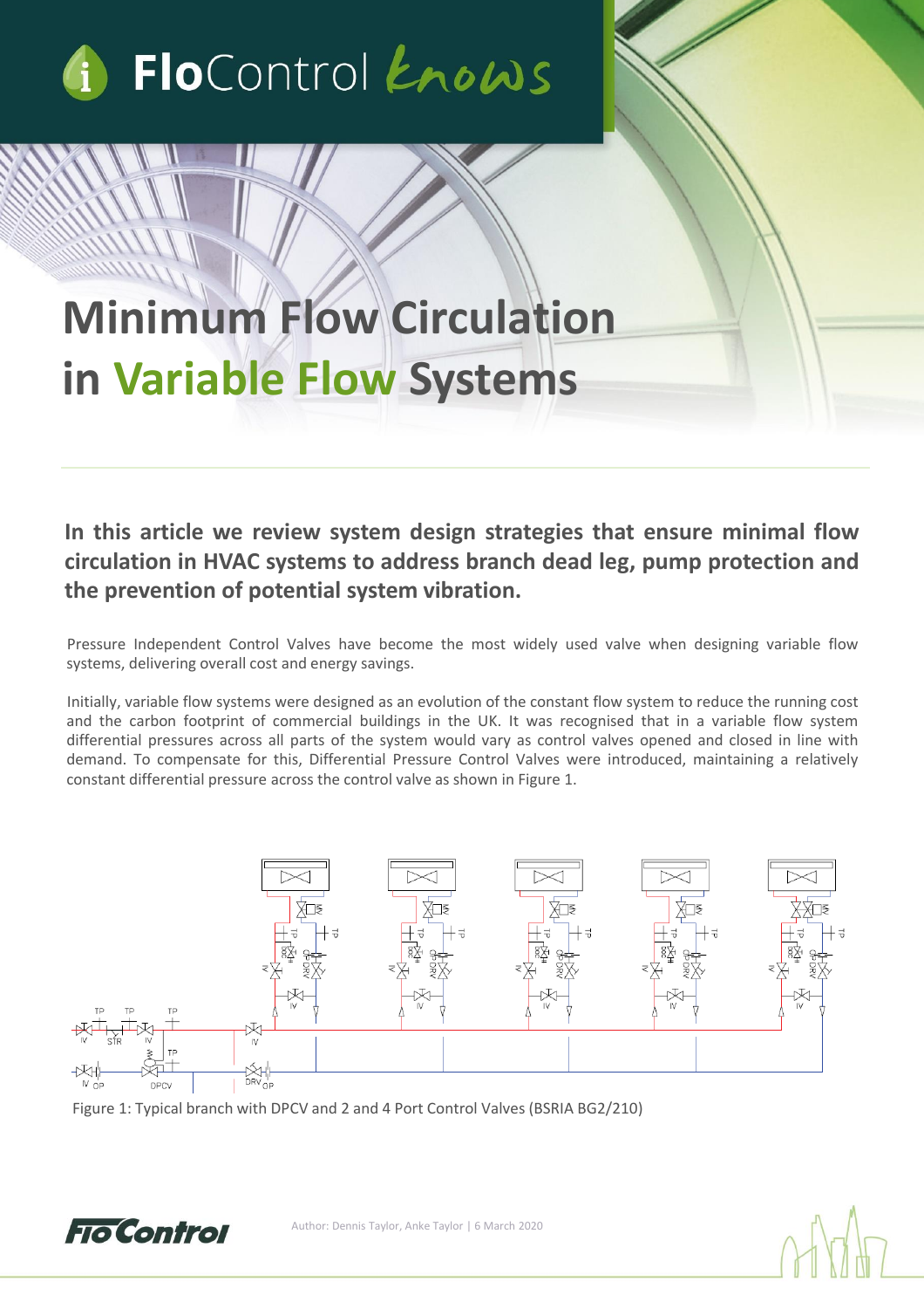FloControl knows

# Minimum Flow Circulation in Variable Flow Systems

**In this article we review system design strategies that ensure minimal flow circulation in HVAC systems to address branch dead leg, pump protection and the prevention of potential system vibration.**

Pressure Independent Control Valves have become the most widely used valve when designing variable flow systems, delivering overall cost and energy savings.

Initially, variable flow systems were designed as an evolution of the constant flow system to reduce the running cost and the carbon footprint of commercial buildings in the UK. It was recognised that in a variable flow system differential pressures across all parts of the system would vary as control valves opened and closed in line with demand. To compensate for this, Differential Pressure Control Valves were introduced, maintaining a relatively constant differential pressure across the control valve as shown in Figure 1.

Figure 1: Typical branch with DPCV and 2 and 4 Port Control Valves (BSRIA BG2/210)

Author: Dennis Taylor, Anke Taylor | 6 March 2020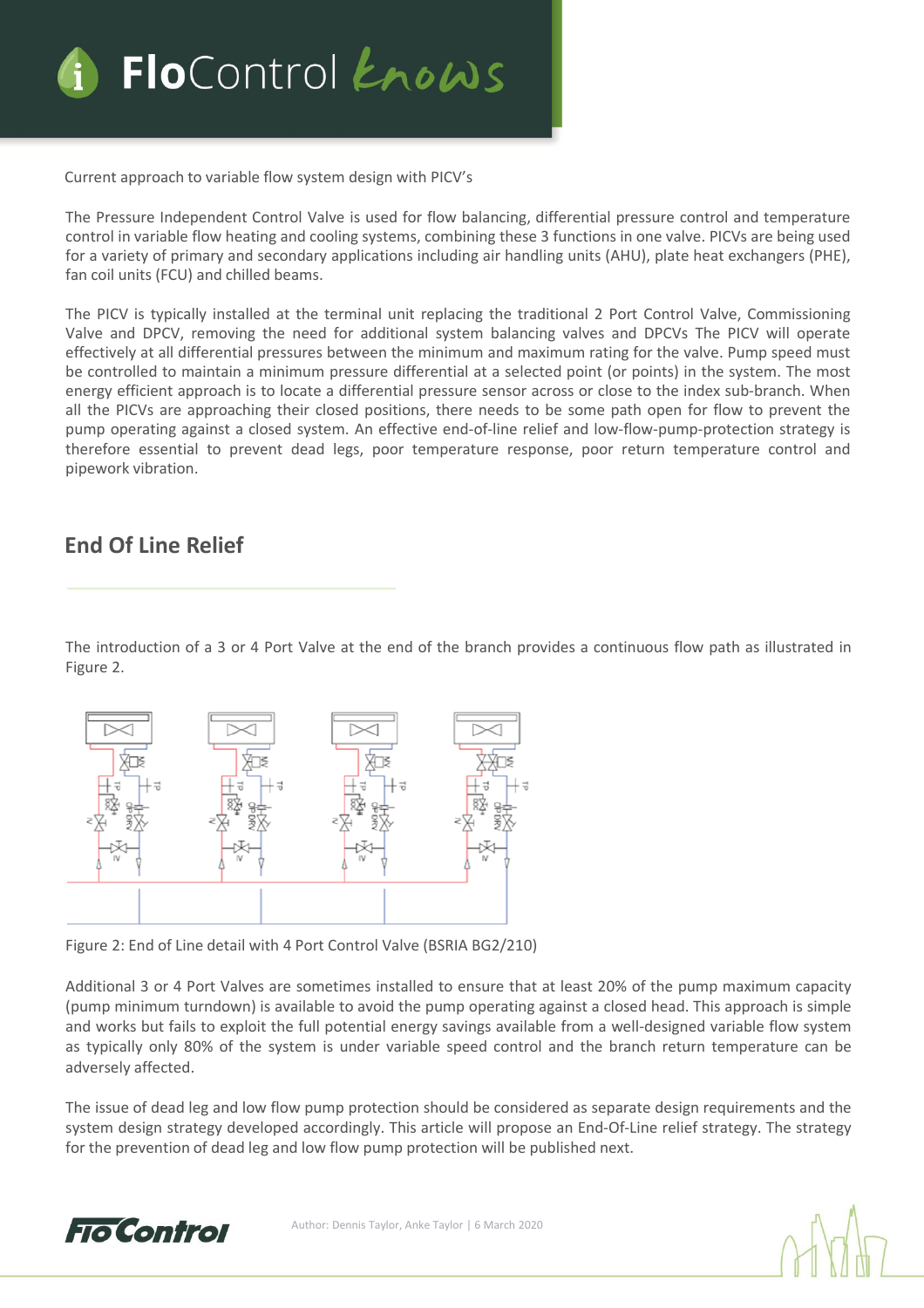Current approach to variable flow system design with PICV's

The Pressure Independent Control Valve is used for flow balancing, differential pressure control and temperature control in variable flow heating and cooling systems, combining these 3 functions in one valve. PICVs are being used for a variety of primary and secondary applications including air handling units (AHU), plate heat exchangers (PHE), fan coil units (FCU) and chilled beams.

The PICV is typically installed at the terminal unit replacing the traditional 2 Port Control Valve, Commissioning Valve and DPCV, removing the need for additional system balancing valves and DPCVs The PICV will operate effectively at all differential pressures between the minimum and maximum rating for the valve. Pump speed must be controlled to maintain a minimum pressure differential at a selected point (or points) in the system. The most energy efficient approach is to locate a differential pressure sensor across or close to the index sub-branch. When all the PICVs are approaching their closed positions, there needs to be some path open for flow to prevent the pump operating against a closed system. An effective end-of-line relief and low-flow-pump-protection strategy is therefore essential to prevent dead legs, poor temperature response, poor return temperature control and pipework vibration.

## End Of Line Relief

The introduction of a 3 or 4 Port Valve at the end of the branch provides a continuous flow path as illustrated in Figure 2.

Figure 2: End of Line detail with 4 Port Control Valve (BSRIA BG2/210)

Additional 3 or 4 Port Valves are sometimes installed to ensure that at least 20% of the pump maximum capacity (pump minimum turndown) is available to avoid the pump operating against a closed head. This approach is simple and works but fails to exploit the full potential energy savings available from a well-designed variable flow system as typically only 80% of the system is under variable speed control and the branch return temperature can be adversely affected.

The issue of dead leg and low flow pump protection should be considered as separate design requirements and the system design strategy developed accordingly. This article will propose an End-Of-Line relief strategy. The strategy for the prevention of dead leg and low flow pump protection will be published next.

Author: Dennis Taylor, Anke Taylor | 6 March 2020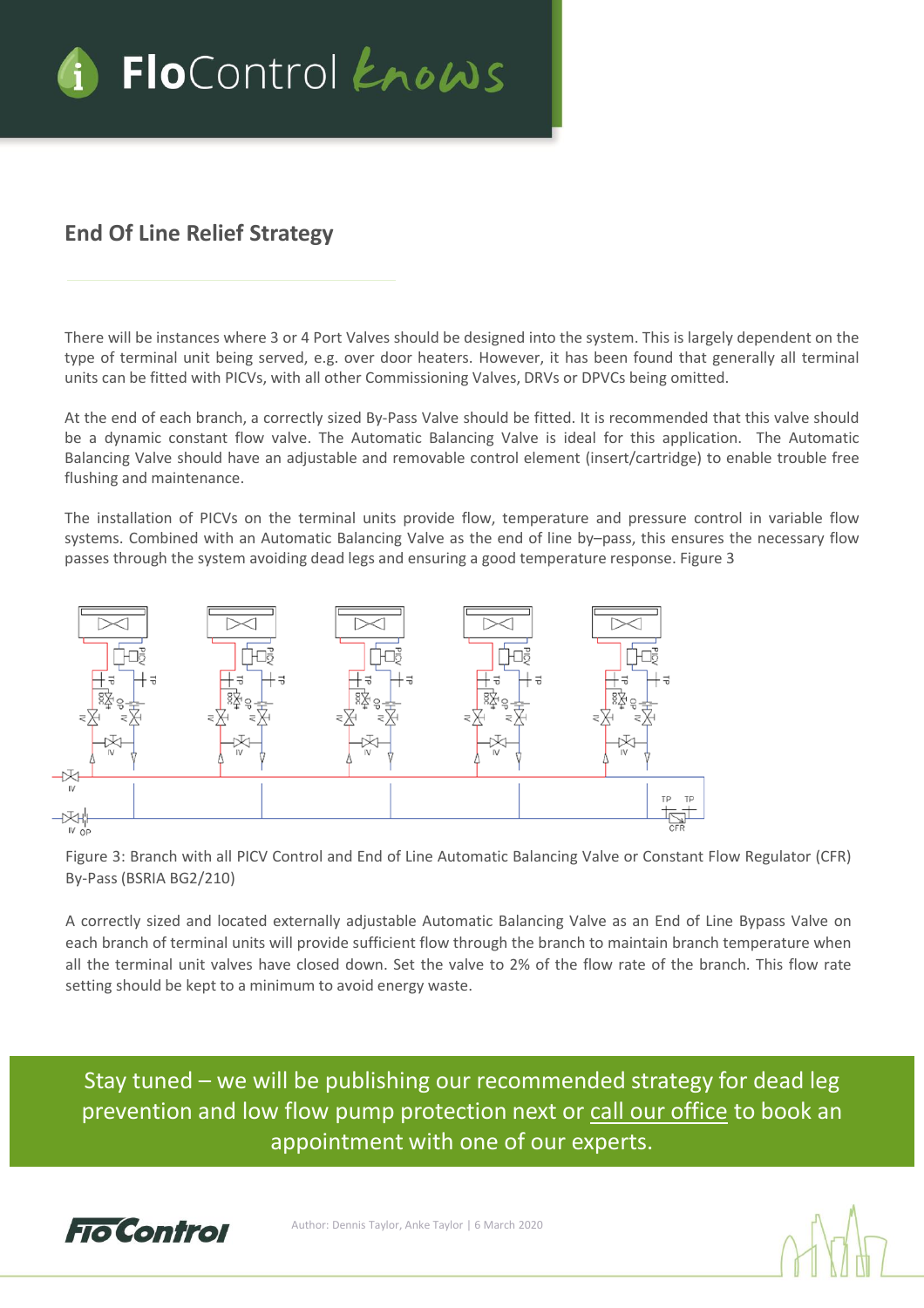## End Of Line Relief Strategy

There will be instances where 3 or 4 Port Valves should be designed into the system. This is largely dependent on the type of terminal unit being served, e.g. over door heaters. However, it has been found that generally all terminal units can be fitted with PICVs, with all other Commissioning Valves, DRVs or DPVCs being omitted.

At the end of each branch, a correctly sized By-Pass Valve should be fitted. It is recommended that this valve should be a dynamic constant flow valve. The Automatic Balancing Valve is ideal for this application. The Automatic Balancing Valve should have an adjustable and removable control element (insert/cartridge) to enable trouble free flushing and maintenance.

The installation of PICVs on the terminal units provide flow, temperature and pressure control in variable flow systems. Combined with an Automatic Balancing Valve as the end of line by–pass, this ensures the necessary flow passes through the system avoiding dead legs and ensuring a good temperature response. Figure 3

Figure 3: Branch with all PICV Control and End of Line Automatic Balancing Valve or Constant Flow Regulator (CFR) By-Pass (BSRIA BG2/210)

A correctly sized and located externally adjustable Automatic Balancing Valve as an End of Line Bypass Valve on each branch of terminal units will provide sufficient flow through the branch to maintain branch temperature when all the terminal unit valves have closed down. Set the valve to 2% of the flow rate of the branch. This flow rate setting should be kept to a minimum to avoid energy waste.

Stay tuned – we will be publishing our recommended strategy for dead leg prevention and low flow pump protection next or call our office to book an appointment with one of our experts.

Author: Dennis Taylor, Anke Taylor | 6 March 2020